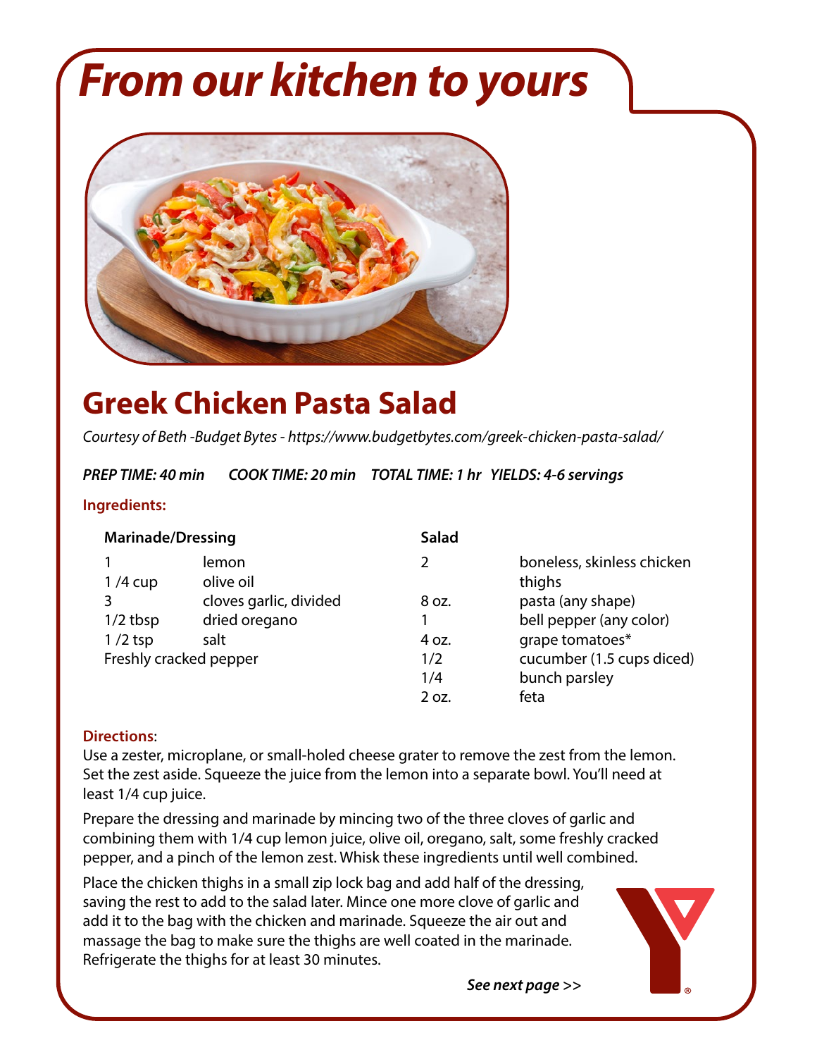# From our kitchen to yours

## Greek Chicken Pasta Salad

*Courtesy of Beth -Budget Bytes - https://www.budgetbytes.com/greek-chicken-pasta-salad/*

***PREP TIME: 40 min  COOK TIME: 20 min  TOTAL TIME: 1 hr  YIELDS: 4-6 servings***

### Ingredients:

**Marinade/Dressing**

| | |
|---|---|
| 1 | lemon |
| 1 /4 cup | olive oil |
| 3 | cloves garlic, divided |
| 1/2 tbsp | dried oregano |
| 1 /2 tsp | salt |
| Freshly cracked pepper | |

**Salad**

| | |
|---|---|
| 2 | boneless, skinless chicken thighs |
| 8 oz. | pasta (any shape) |
| 1 | bell pepper (any color) |
| 4 oz. | grape tomatoes* |
| 1/2 | cucumber (1.5 cups diced) |
| 1/4 | bunch parsley |
| 2 oz. | feta |

### Directions:

Use a zester, microplane, or small-holed cheese grater to remove the zest from the lemon. Set the zest aside. Squeeze the juice from the lemon into a separate bowl. You'll need at least 1/4 cup juice.

Prepare the dressing and marinade by mincing two of the three cloves of garlic and combining them with 1/4 cup lemon juice, olive oil, oregano, salt, some freshly cracked pepper, and a pinch of the lemon zest. Whisk these ingredients until well combined.

Place the chicken thighs in a small zip lock bag and add half of the dressing, saving the rest to add to the salad later. Mince one more clove of garlic and add it to the bag with the chicken and marinade. Squeeze the air out and massage the bag to make sure the thighs are well coated in the marinade. Refrigerate the thighs for at least 30 minutes.

***See next page >>***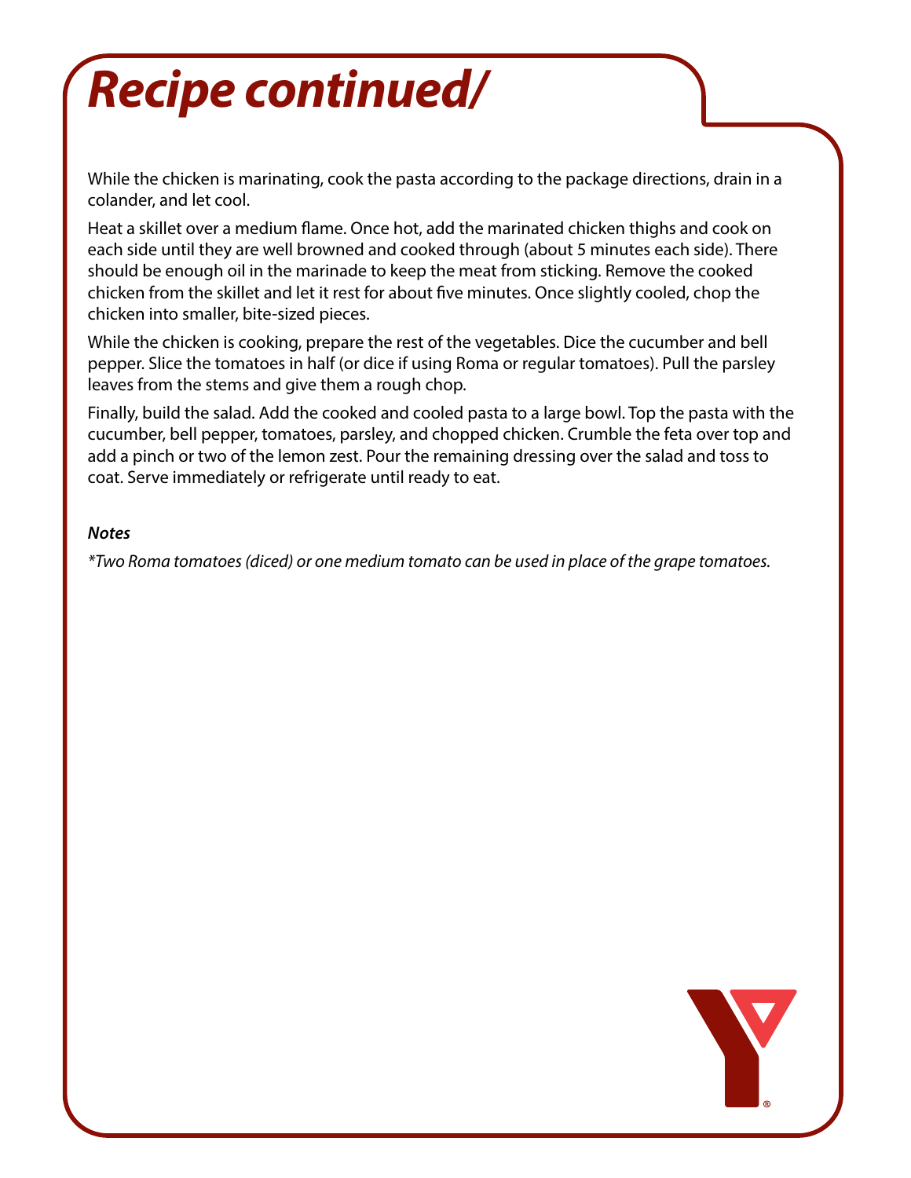# *Recipe continued/*

While the chicken is marinating, cook the pasta according to the package directions, drain in a colander, and let cool.

Heat a skillet over a medium flame. Once hot, add the marinated chicken thighs and cook on each side until they are well browned and cooked through (about 5 minutes each side). There should be enough oil in the marinade to keep the meat from sticking. Remove the cooked chicken from the skillet and let it rest for about five minutes. Once slightly cooled, chop the chicken into smaller, bite-sized pieces.

While the chicken is cooking, prepare the rest of the vegetables. Dice the cucumber and bell pepper. Slice the tomatoes in half (or dice if using Roma or regular tomatoes). Pull the parsley leaves from the stems and give them a rough chop.

Finally, build the salad. Add the cooked and cooled pasta to a large bowl. Top the pasta with the cucumber, bell pepper, tomatoes, parsley, and chopped chicken. Crumble the feta over top and add a pinch or two of the lemon zest. Pour the remaining dressing over the salad and toss to coat. Serve immediately or refrigerate until ready to eat.

***Notes***

*\*Two Roma tomatoes (diced) or one medium tomato can be used in place of the grape tomatoes.*